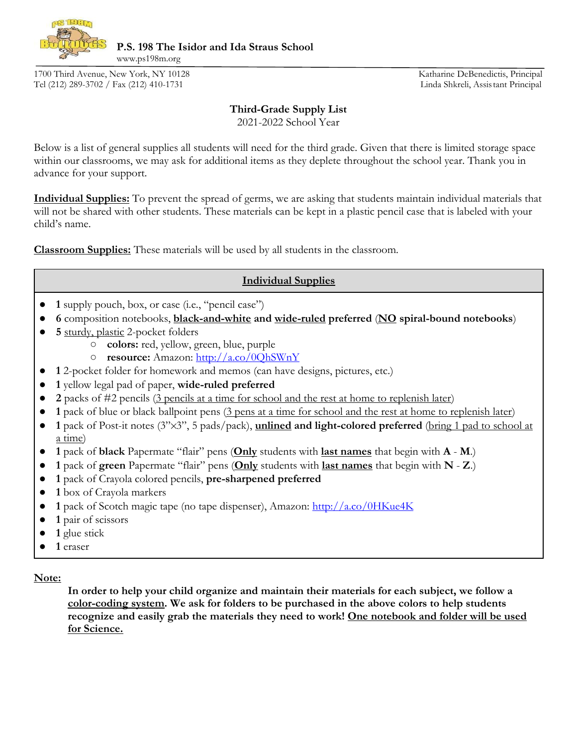**P.S. 198 The Isidor and Ida Straus School**
www.ps198m.org

1700 Third Avenue, New York, NY 10128
Tel (212) 289-3702 / Fax (212) 410-1731

Katharine DeBenedictis, Principal
Linda Shkreli, Assistant Principal

## Third-Grade Supply List

2021-2022 School Year

Below is a list of general supplies all students will need for the third grade. Given that there is limited storage space within our classrooms, we may ask for additional items as they deplete throughout the school year. Thank you in advance for your support.

**Individual Supplies:** To prevent the spread of germs, we are asking that students maintain individual materials that will not be shared with other students. These materials can be kept in a plastic pencil case that is labeled with your child's name.

**Classroom Supplies:** These materials will be used by all students in the classroom.

### Individual Supplies

- **1** supply pouch, box, or case (i.e., "pencil case")
- **6** composition notebooks, **black-and-white and wide-ruled preferred (NO spiral-bound notebooks)**
- **5** sturdy, plastic 2-pocket folders
  - **colors:** red, yellow, green, blue, purple
  - **resource:** Amazon: http://a.co/0QhSWnY
- **1** 2-pocket folder for homework and memos (can have designs, pictures, etc.)
- **1** yellow legal pad of paper, **wide-ruled preferred**
- **2** packs of #2 pencils (3 pencils at a time for school and the rest at home to replenish later)
- **1** pack of blue or black ballpoint pens (3 pens at a time for school and the rest at home to replenish later)
- **1** pack of Post-it notes (3"×3", 5 pads/pack), **unlined and light-colored preferred** (bring 1 pad to school at a time)
- **1** pack of **black** Papermate "flair" pens (**Only** students with **last names** that begin with **A** - **M**.)
- **1** pack of **green** Papermate "flair" pens (**Only** students with **last names** that begin with **N** - **Z**.)
- **1** pack of Crayola colored pencils, **pre-sharpened preferred**
- **1** box of Crayola markers
- **1** pack of Scotch magic tape (no tape dispenser), Amazon: http://a.co/0HKue4K
- **1** pair of scissors
- **1** glue stick
- **1** eraser

**Note:**

**In order to help your child organize and maintain their materials for each subject, we follow a color-coding system. We ask for folders to be purchased in the above colors to help students recognize and easily grab the materials they need to work! One notebook and folder will be used for Science.**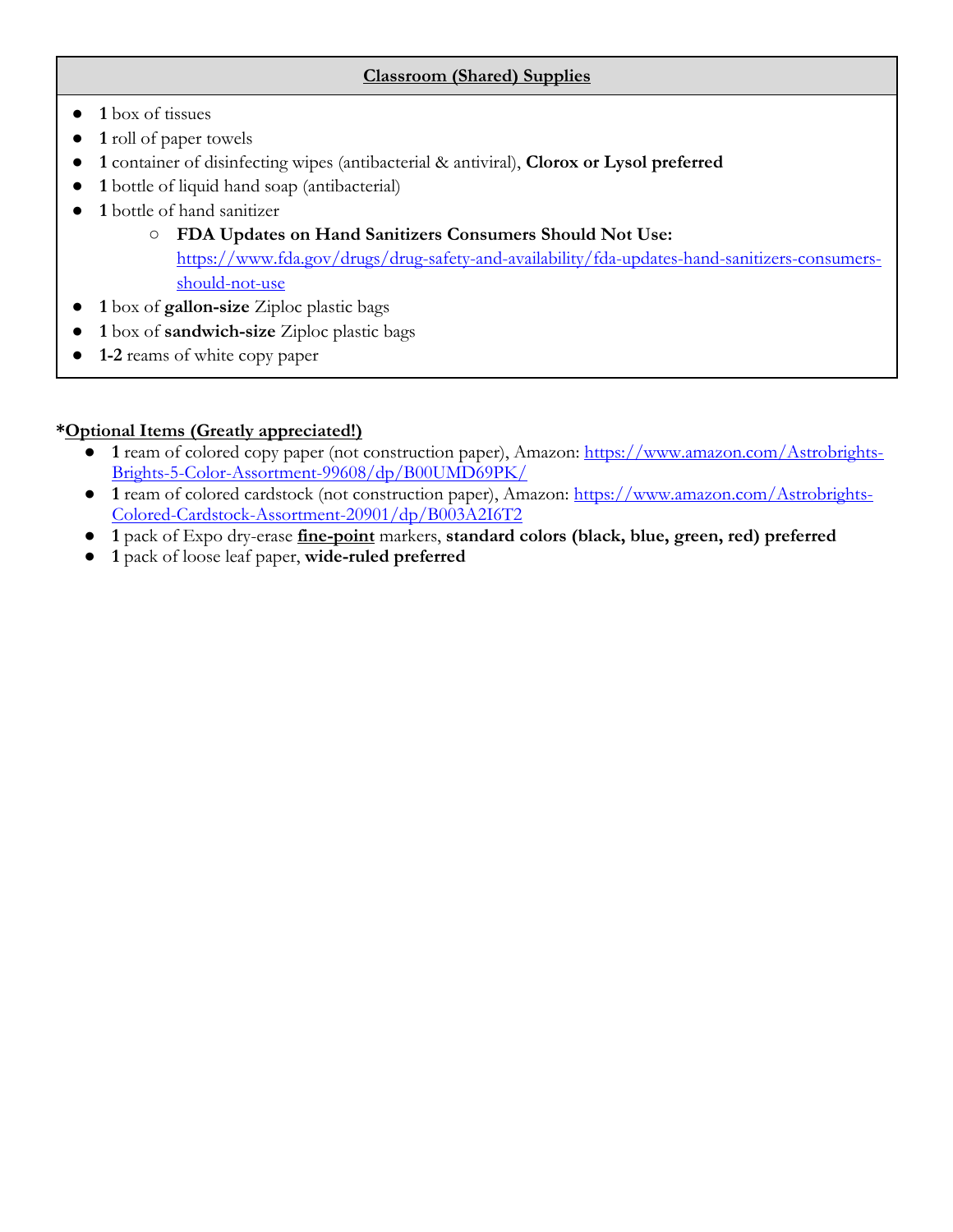## Classroom (Shared) Supplies

- **1** box of tissues
- **1** roll of paper towels
- **1** container of disinfecting wipes (antibacterial & antiviral), **Clorox or Lysol preferred**
- **1** bottle of liquid hand soap (antibacterial)
- **1** bottle of hand sanitizer
  - **FDA Updates on Hand Sanitizers Consumers Should Not Use:** https://www.fda.gov/drugs/drug-safety-and-availability/fda-updates-hand-sanitizers-consumers-should-not-use
- **1** box of **gallon-size** Ziploc plastic bags
- **1** box of **sandwich-size** Ziploc plastic bags
- **1-2** reams of white copy paper

**\*Optional Items (Greatly appreciated!)**

- **1** ream of colored copy paper (not construction paper), Amazon: https://www.amazon.com/Astrobrights-Brights-5-Color-Assortment-99608/dp/B00UMD69PK/
- **1** ream of colored cardstock (not construction paper), Amazon: https://www.amazon.com/Astrobrights-Colored-Cardstock-Assortment-20901/dp/B003A2I6T2
- **1** pack of Expo dry-erase **fine-point** markers, **standard colors (black, blue, green, red) preferred**
- **1** pack of loose leaf paper, **wide-ruled preferred**